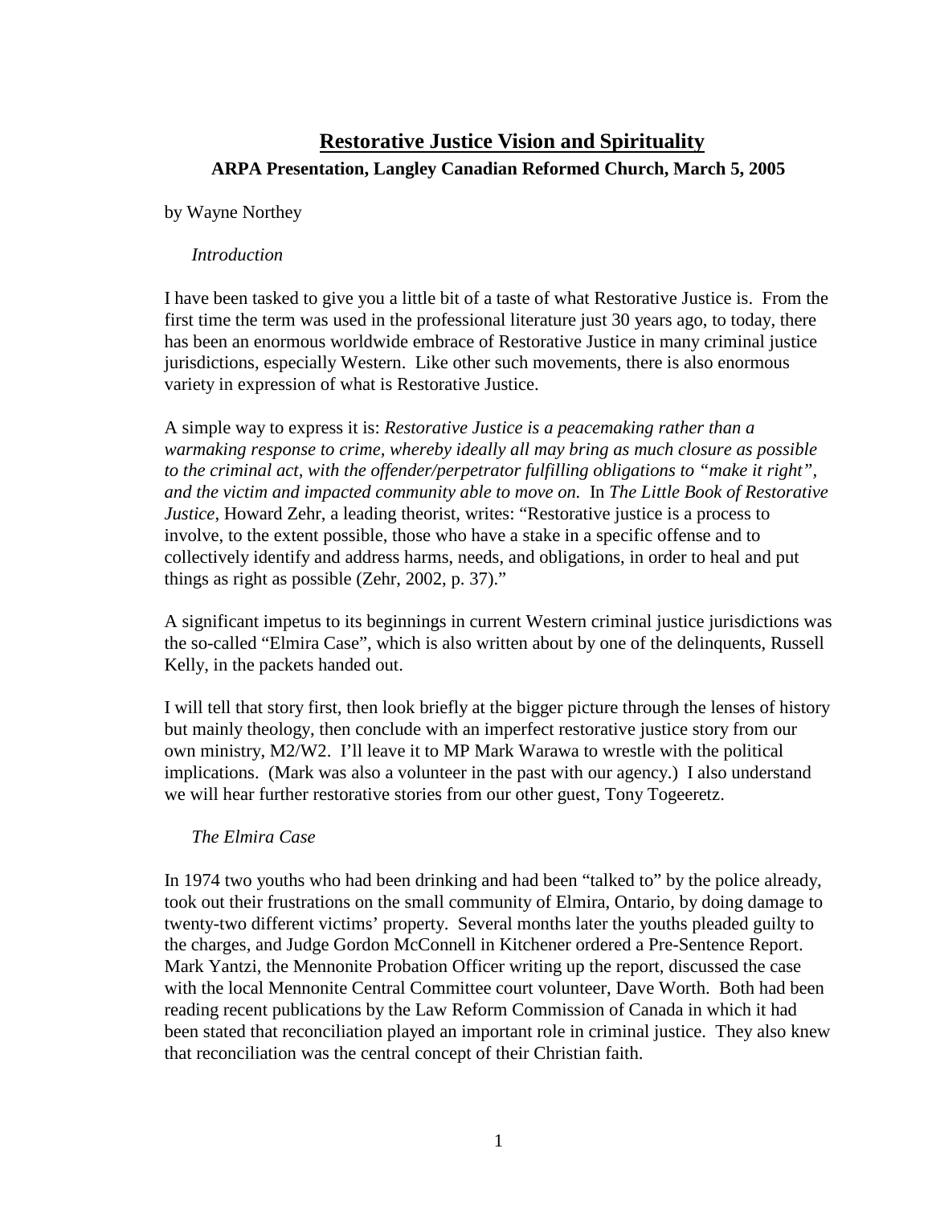# Restorative Justice Vision and Spirituality

**ARPA Presentation, Langley Canadian Reformed Church, March 5, 2005**

by Wayne Northey

*Introduction*

I have been tasked to give you a little bit of a taste of what Restorative Justice is. From the first time the term was used in the professional literature just 30 years ago, to today, there has been an enormous worldwide embrace of Restorative Justice in many criminal justice jurisdictions, especially Western. Like other such movements, there is also enormous variety in expression of what is Restorative Justice.

A simple way to express it is: *Restorative Justice is a peacemaking rather than a warmaking response to crime, whereby ideally all may bring as much closure as possible to the criminal act, with the offender/perpetrator fulfilling obligations to "make it right", and the victim and impacted community able to move on.* In *The Little Book of Restorative Justice*, Howard Zehr, a leading theorist, writes: "Restorative justice is a process to involve, to the extent possible, those who have a stake in a specific offense and to collectively identify and address harms, needs, and obligations, in order to heal and put things as right as possible (Zehr, 2002, p. 37)."

A significant impetus to its beginnings in current Western criminal justice jurisdictions was the so-called "Elmira Case", which is also written about by one of the delinquents, Russell Kelly, in the packets handed out.

I will tell that story first, then look briefly at the bigger picture through the lenses of history but mainly theology, then conclude with an imperfect restorative justice story from our own ministry, M2/W2. I'll leave it to MP Mark Warawa to wrestle with the political implications. (Mark was also a volunteer in the past with our agency.) I also understand we will hear further restorative stories from our other guest, Tony Togeeretz.

*The Elmira Case*

In 1974 two youths who had been drinking and had been "talked to" by the police already, took out their frustrations on the small community of Elmira, Ontario, by doing damage to twenty-two different victims' property. Several months later the youths pleaded guilty to the charges, and Judge Gordon McConnell in Kitchener ordered a Pre-Sentence Report. Mark Yantzi, the Mennonite Probation Officer writing up the report, discussed the case with the local Mennonite Central Committee court volunteer, Dave Worth. Both had been reading recent publications by the Law Reform Commission of Canada in which it had been stated that reconciliation played an important role in criminal justice. They also knew that reconciliation was the central concept of their Christian faith.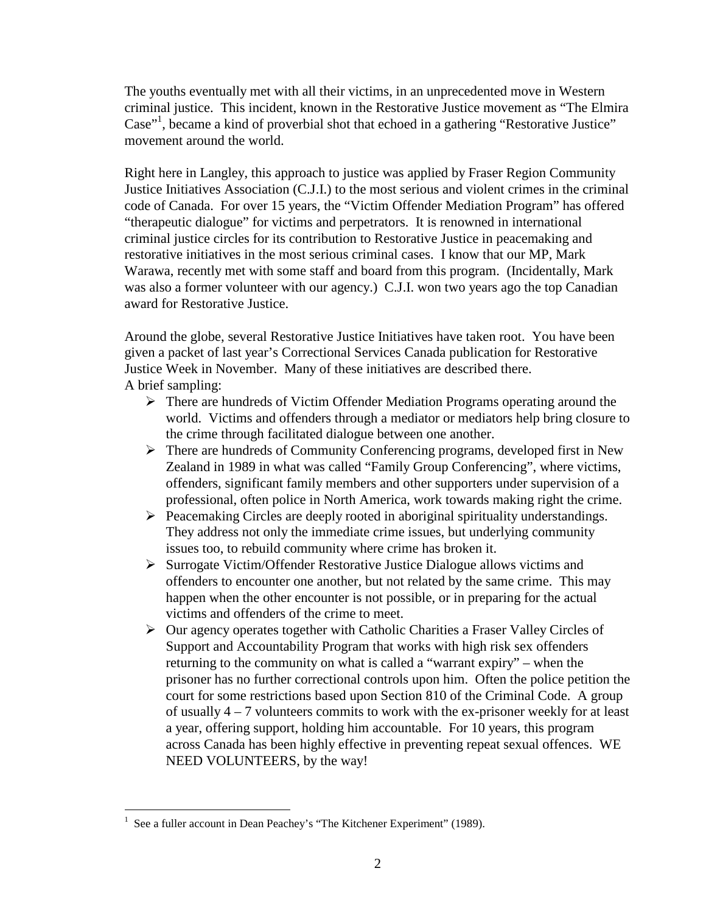The youths eventually met with all their victims, in an unprecedented move in Western criminal justice. This incident, known in the Restorative Justice movement as "The Elmira Case"[1], became a kind of proverbial shot that echoed in a gathering "Restorative Justice" movement around the world.

Right here in Langley, this approach to justice was applied by Fraser Region Community Justice Initiatives Association (C.J.I.) to the most serious and violent crimes in the criminal code of Canada. For over 15 years, the "Victim Offender Mediation Program" has offered "therapeutic dialogue" for victims and perpetrators. It is renowned in international criminal justice circles for its contribution to Restorative Justice in peacemaking and restorative initiatives in the most serious criminal cases. I know that our MP, Mark Warawa, recently met with some staff and board from this program. (Incidentally, Mark was also a former volunteer with our agency.) C.J.I. won two years ago the top Canadian award for Restorative Justice.

Around the globe, several Restorative Justice Initiatives have taken root. You have been given a packet of last year's Correctional Services Canada publication for Restorative Justice Week in November. Many of these initiatives are described there.
A brief sampling:

- There are hundreds of Victim Offender Mediation Programs operating around the world. Victims and offenders through a mediator or mediators help bring closure to the crime through facilitated dialogue between one another.
- There are hundreds of Community Conferencing programs, developed first in New Zealand in 1989 in what was called "Family Group Conferencing", where victims, offenders, significant family members and other supporters under supervision of a professional, often police in North America, work towards making right the crime.
- Peacemaking Circles are deeply rooted in aboriginal spirituality understandings. They address not only the immediate crime issues, but underlying community issues too, to rebuild community where crime has broken it.
- Surrogate Victim/Offender Restorative Justice Dialogue allows victims and offenders to encounter one another, but not related by the same crime. This may happen when the other encounter is not possible, or in preparing for the actual victims and offenders of the crime to meet.
- Our agency operates together with Catholic Charities a Fraser Valley Circles of Support and Accountability Program that works with high risk sex offenders returning to the community on what is called a "warrant expiry" – when the prisoner has no further correctional controls upon him. Often the police petition the court for some restrictions based upon Section 810 of the Criminal Code. A group of usually 4 – 7 volunteers commits to work with the ex-prisoner weekly for at least a year, offering support, holding him accountable. For 10 years, this program across Canada has been highly effective in preventing repeat sexual offences. WE NEED VOLUNTEERS, by the way!

---

[1] See a fuller account in Dean Peachey's "The Kitchener Experiment" (1989).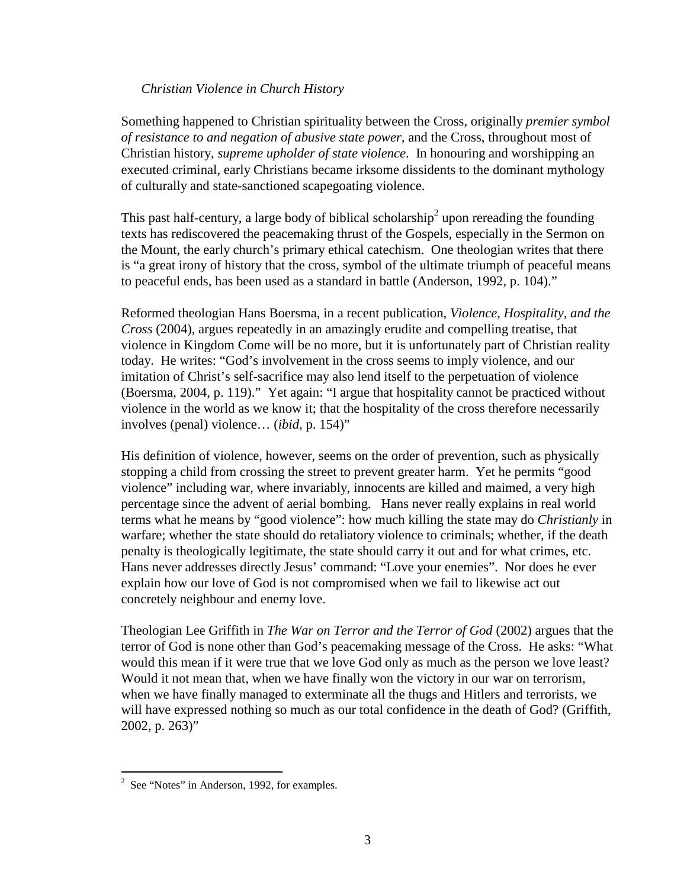*Christian Violence in Church History*

Something happened to Christian spirituality between the Cross, originally *premier symbol of resistance to and negation of abusive state power*, and the Cross, throughout most of Christian history, *supreme upholder of state violence*. In honouring and worshipping an executed criminal, early Christians became irksome dissidents to the dominant mythology of culturally and state-sanctioned scapegoating violence.

This past half-century, a large body of biblical scholarship[2] upon rereading the founding texts has rediscovered the peacemaking thrust of the Gospels, especially in the Sermon on the Mount, the early church's primary ethical catechism. One theologian writes that there is "a great irony of history that the cross, symbol of the ultimate triumph of peaceful means to peaceful ends, has been used as a standard in battle (Anderson, 1992, p. 104)."

Reformed theologian Hans Boersma, in a recent publication, *Violence, Hospitality, and the Cross* (2004), argues repeatedly in an amazingly erudite and compelling treatise, that violence in Kingdom Come will be no more, but it is unfortunately part of Christian reality today. He writes: "God's involvement in the cross seems to imply violence, and our imitation of Christ's self-sacrifice may also lend itself to the perpetuation of violence (Boersma, 2004, p. 119)." Yet again: "I argue that hospitality cannot be practiced without violence in the world as we know it; that the hospitality of the cross therefore necessarily involves (penal) violence… (*ibid*, p. 154)"

His definition of violence, however, seems on the order of prevention, such as physically stopping a child from crossing the street to prevent greater harm. Yet he permits "good violence" including war, where invariably, innocents are killed and maimed, a very high percentage since the advent of aerial bombing. Hans never really explains in real world terms what he means by "good violence": how much killing the state may do *Christianly* in warfare; whether the state should do retaliatory violence to criminals; whether, if the death penalty is theologically legitimate, the state should carry it out and for what crimes, etc. Hans never addresses directly Jesus' command: "Love your enemies". Nor does he ever explain how our love of God is not compromised when we fail to likewise act out concretely neighbour and enemy love.

Theologian Lee Griffith in *The War on Terror and the Terror of God* (2002) argues that the terror of God is none other than God's peacemaking message of the Cross. He asks: "What would this mean if it were true that we love God only as much as the person we love least? Would it not mean that, when we have finally won the victory in our war on terrorism, when we have finally managed to exterminate all the thugs and Hitlers and terrorists, we will have expressed nothing so much as our total confidence in the death of God? (Griffith, 2002, p. 263)"

---

[2] See "Notes" in Anderson, 1992, for examples.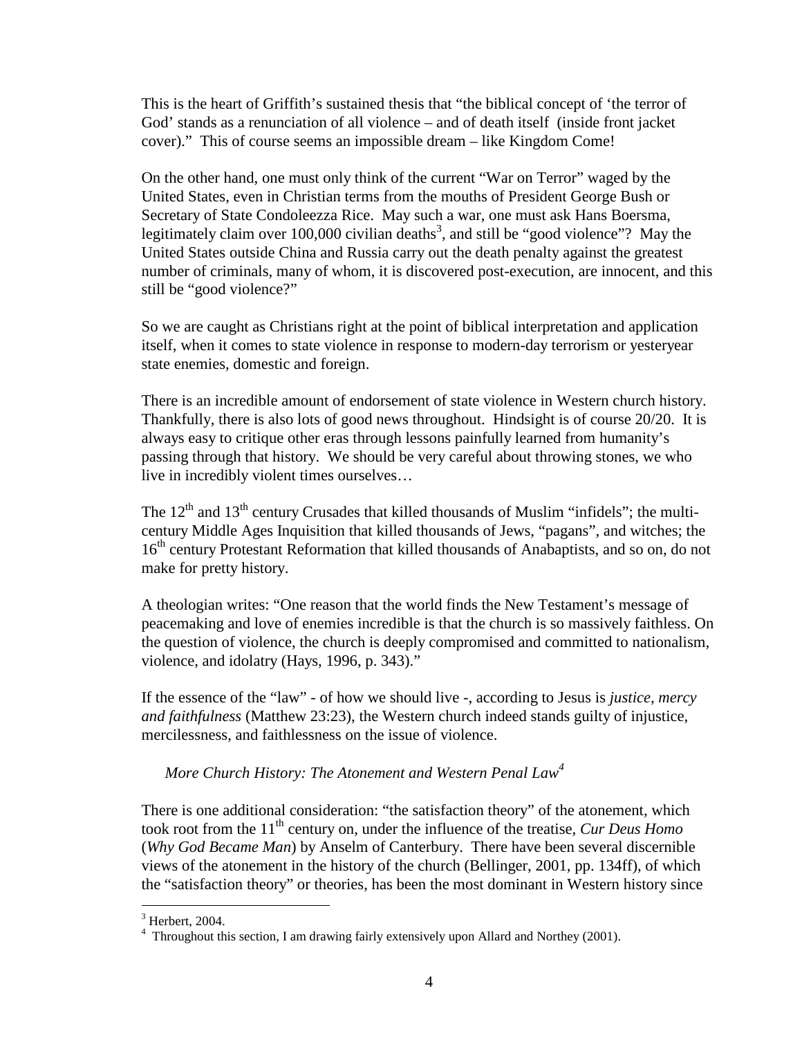This is the heart of Griffith's sustained thesis that "the biblical concept of 'the terror of God' stands as a renunciation of all violence – and of death itself (inside front jacket cover)." This of course seems an impossible dream – like Kingdom Come!

On the other hand, one must only think of the current "War on Terror" waged by the United States, even in Christian terms from the mouths of President George Bush or Secretary of State Condoleezza Rice. May such a war, one must ask Hans Boersma, legitimately claim over 100,000 civilian deaths[3], and still be "good violence"? May the United States outside China and Russia carry out the death penalty against the greatest number of criminals, many of whom, it is discovered post-execution, are innocent, and this still be "good violence?"

So we are caught as Christians right at the point of biblical interpretation and application itself, when it comes to state violence in response to modern-day terrorism or yesteryear state enemies, domestic and foreign.

There is an incredible amount of endorsement of state violence in Western church history. Thankfully, there is also lots of good news throughout. Hindsight is of course 20/20. It is always easy to critique other eras through lessons painfully learned from humanity's passing through that history. We should be very careful about throwing stones, we who live in incredibly violent times ourselves…

The 12th and 13th century Crusades that killed thousands of Muslim "infidels"; the multi-century Middle Ages Inquisition that killed thousands of Jews, "pagans", and witches; the 16th century Protestant Reformation that killed thousands of Anabaptists, and so on, do not make for pretty history.

A theologian writes: "One reason that the world finds the New Testament's message of peacemaking and love of enemies incredible is that the church is so massively faithless. On the question of violence, the church is deeply compromised and committed to nationalism, violence, and idolatry (Hays, 1996, p. 343)."

If the essence of the "law" - of how we should live -, according to Jesus is *justice, mercy and faithfulness* (Matthew 23:23), the Western church indeed stands guilty of injustice, mercilessness, and faithlessness on the issue of violence.

### *More Church History: The Atonement and Western Penal Law*[4]

There is one additional consideration: "the satisfaction theory" of the atonement, which took root from the 11th century on, under the influence of the treatise, *Cur Deus Homo* (*Why God Became Man*) by Anselm of Canterbury. There have been several discernible views of the atonement in the history of the church (Bellinger, 2001, pp. 134ff), of which the "satisfaction theory" or theories, has been the most dominant in Western history since

---

[3] Herbert, 2004.

[4] Throughout this section, I am drawing fairly extensively upon Allard and Northey (2001).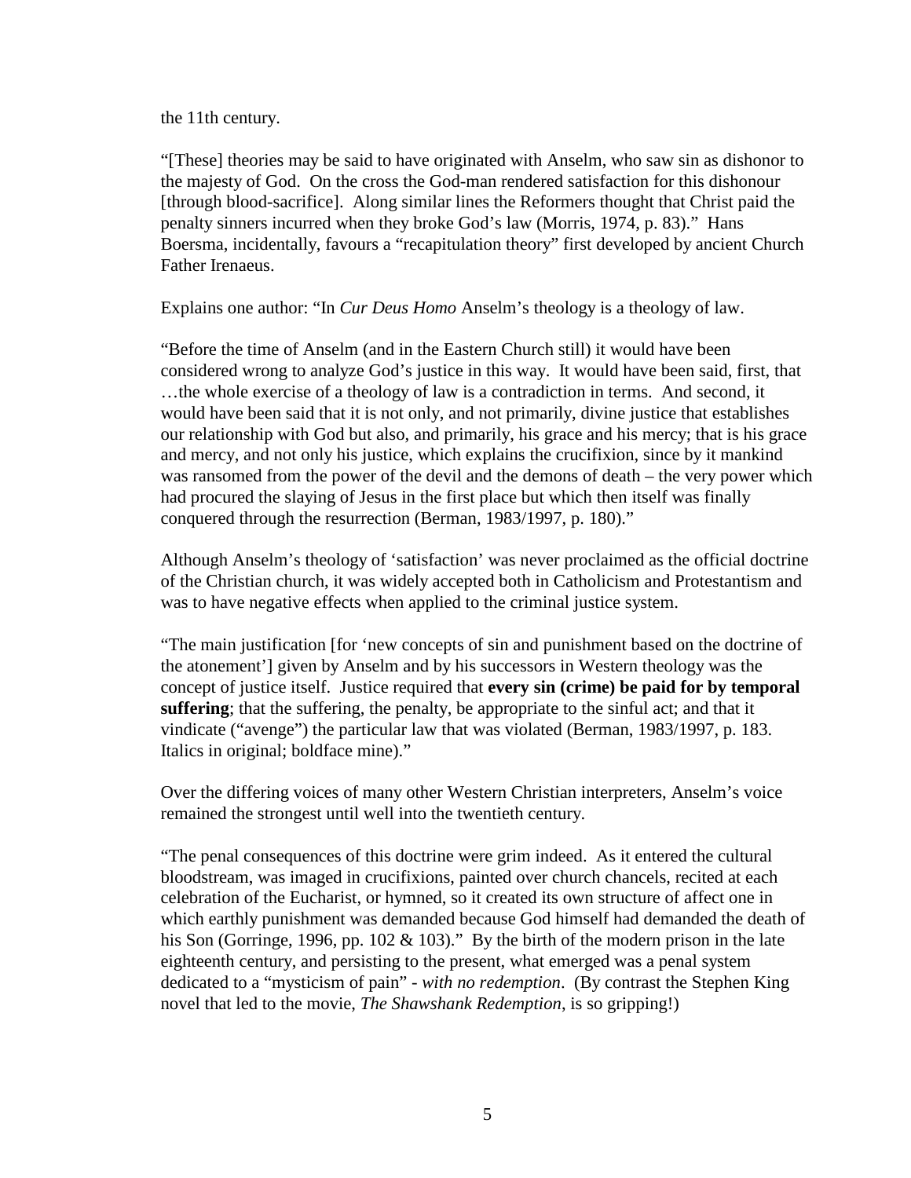the 11th century.

"[These] theories may be said to have originated with Anselm, who saw sin as dishonor to the majesty of God. On the cross the God-man rendered satisfaction for this dishonour [through blood-sacrifice]. Along similar lines the Reformers thought that Christ paid the penalty sinners incurred when they broke God's law (Morris, 1974, p. 83)." Hans Boersma, incidentally, favours a "recapitulation theory" first developed by ancient Church Father Irenaeus.

Explains one author: "In *Cur Deus Homo* Anselm's theology is a theology of law.

"Before the time of Anselm (and in the Eastern Church still) it would have been considered wrong to analyze God's justice in this way. It would have been said, first, that …the whole exercise of a theology of law is a contradiction in terms. And second, it would have been said that it is not only, and not primarily, divine justice that establishes our relationship with God but also, and primarily, his grace and his mercy; that is his grace and mercy, and not only his justice, which explains the crucifixion, since by it mankind was ransomed from the power of the devil and the demons of death – the very power which had procured the slaying of Jesus in the first place but which then itself was finally conquered through the resurrection (Berman, 1983/1997, p. 180)."

Although Anselm's theology of 'satisfaction' was never proclaimed as the official doctrine of the Christian church, it was widely accepted both in Catholicism and Protestantism and was to have negative effects when applied to the criminal justice system.

"The main justification [for 'new concepts of sin and punishment based on the doctrine of the atonement'] given by Anselm and by his successors in Western theology was the concept of justice itself. Justice required that **every sin (crime) be paid for by temporal suffering**; that the suffering, the penalty, be appropriate to the sinful act; and that it vindicate ("avenge") the particular law that was violated (Berman, 1983/1997, p. 183. Italics in original; boldface mine)."

Over the differing voices of many other Western Christian interpreters, Anselm's voice remained the strongest until well into the twentieth century.

"The penal consequences of this doctrine were grim indeed. As it entered the cultural bloodstream, was imaged in crucifixions, painted over church chancels, recited at each celebration of the Eucharist, or hymned, so it created its own structure of affect one in which earthly punishment was demanded because God himself had demanded the death of his Son (Gorringe, 1996, pp. 102 & 103)." By the birth of the modern prison in the late eighteenth century, and persisting to the present, what emerged was a penal system dedicated to a "mysticism of pain" - *with no redemption*. (By contrast the Stephen King novel that led to the movie, *The Shawshank Redemption*, is so gripping!)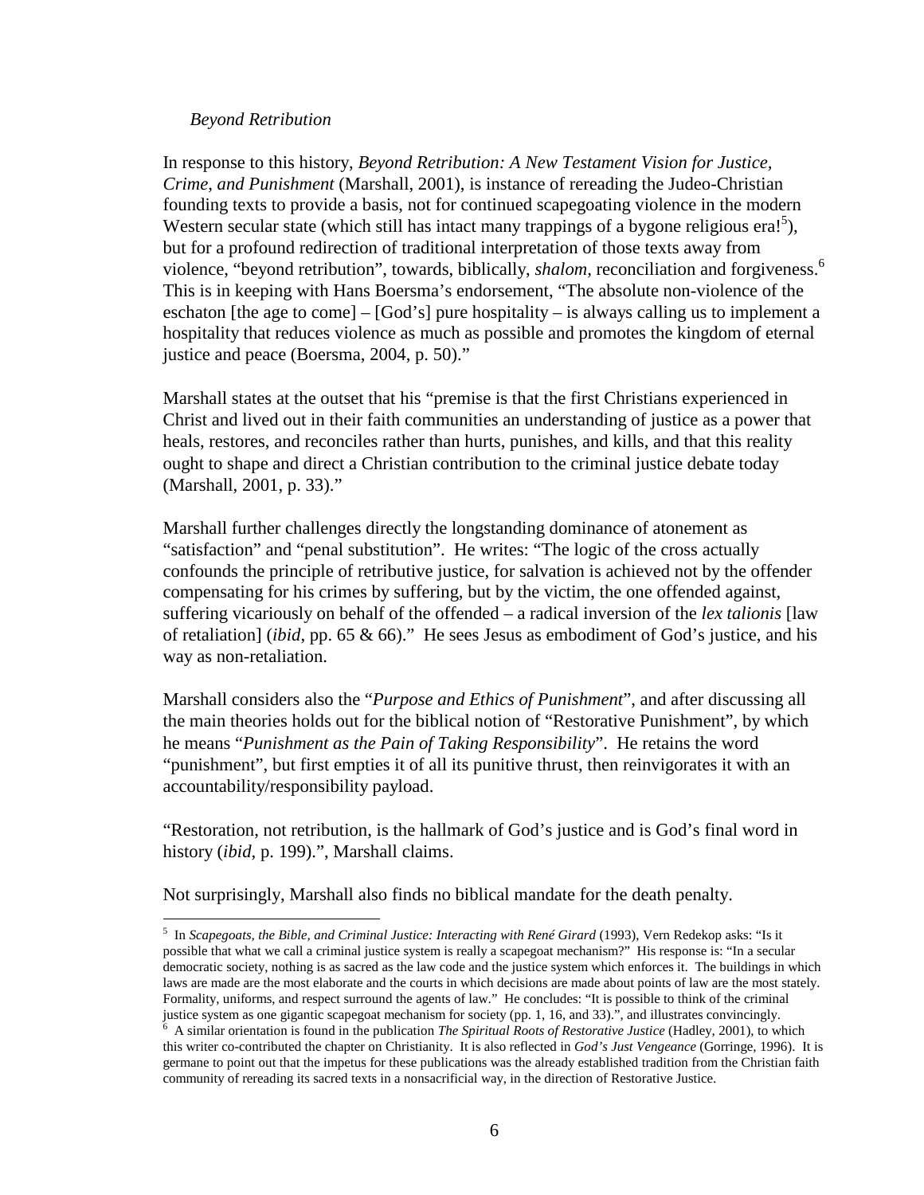*Beyond Retribution*

In response to this history, *Beyond Retribution: A New Testament Vision for Justice, Crime, and Punishment* (Marshall, 2001), is instance of rereading the Judeo-Christian founding texts to provide a basis, not for continued scapegoating violence in the modern Western secular state (which still has intact many trappings of a bygone religious era![5]), but for a profound redirection of traditional interpretation of those texts away from violence, "beyond retribution", towards, biblically, *shalom*, reconciliation and forgiveness.[6] This is in keeping with Hans Boersma's endorsement, "The absolute non-violence of the eschaton [the age to come] – [God's] pure hospitality – is always calling us to implement a hospitality that reduces violence as much as possible and promotes the kingdom of eternal justice and peace (Boersma, 2004, p. 50)."

Marshall states at the outset that his "premise is that the first Christians experienced in Christ and lived out in their faith communities an understanding of justice as a power that heals, restores, and reconciles rather than hurts, punishes, and kills, and that this reality ought to shape and direct a Christian contribution to the criminal justice debate today (Marshall, 2001, p. 33)."

Marshall further challenges directly the longstanding dominance of atonement as "satisfaction" and "penal substitution". He writes: "The logic of the cross actually confounds the principle of retributive justice, for salvation is achieved not by the offender compensating for his crimes by suffering, but by the victim, the one offended against, suffering vicariously on behalf of the offended – a radical inversion of the *lex talionis* [law of retaliation] (*ibid*, pp. 65 & 66)." He sees Jesus as embodiment of God's justice, and his way as non-retaliation.

Marshall considers also the "*Purpose and Ethics of Punishment*", and after discussing all the main theories holds out for the biblical notion of "Restorative Punishment", by which he means "*Punishment as the Pain of Taking Responsibility*". He retains the word "punishment", but first empties it of all its punitive thrust, then reinvigorates it with an accountability/responsibility payload.

"Restoration, not retribution, is the hallmark of God's justice and is God's final word in history (*ibid*, p. 199).", Marshall claims.

Not surprisingly, Marshall also finds no biblical mandate for the death penalty.

---

[5] In *Scapegoats, the Bible, and Criminal Justice: Interacting with René Girard* (1993), Vern Redekop asks: "Is it possible that what we call a criminal justice system is really a scapegoat mechanism?" His response is: "In a secular democratic society, nothing is as sacred as the law code and the justice system which enforces it. The buildings in which laws are made are the most elaborate and the courts in which decisions are made about points of law are the most stately. Formality, uniforms, and respect surround the agents of law." He concludes: "It is possible to think of the criminal justice system as one gigantic scapegoat mechanism for society (pp. 1, 16, and 33).", and illustrates convincingly.

[6] A similar orientation is found in the publication *The Spiritual Roots of Restorative Justice* (Hadley, 2001), to which this writer co-contributed the chapter on Christianity. It is also reflected in *God's Just Vengeance* (Gorringe, 1996). It is germane to point out that the impetus for these publications was the already established tradition from the Christian faith community of rereading its sacred texts in a nonsacrificial way, in the direction of Restorative Justice.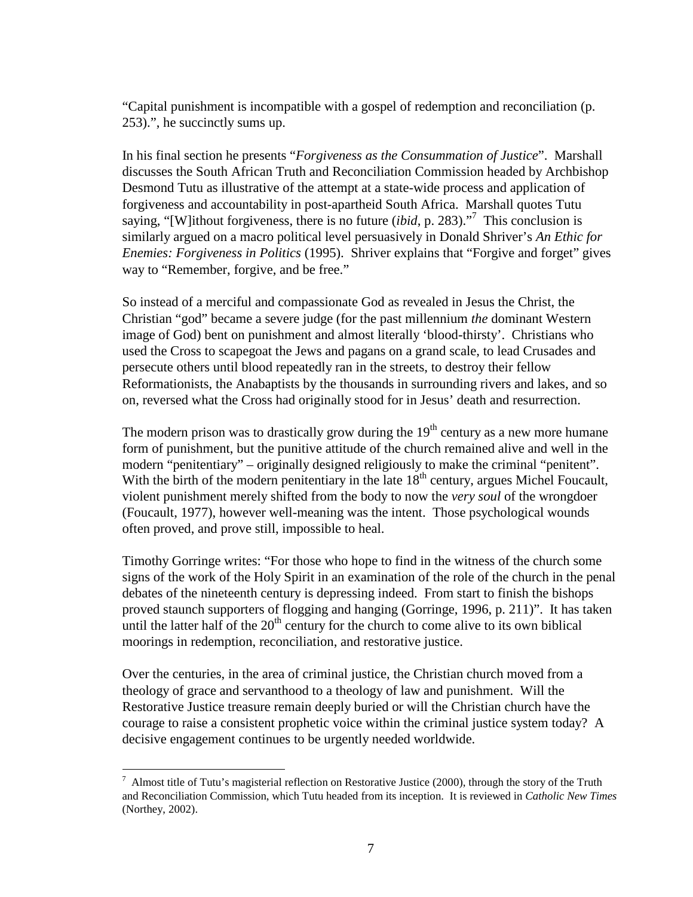"Capital punishment is incompatible with a gospel of redemption and reconciliation (p. 253).", he succinctly sums up.

In his final section he presents "*Forgiveness as the Consummation of Justice*". Marshall discusses the South African Truth and Reconciliation Commission headed by Archbishop Desmond Tutu as illustrative of the attempt at a state-wide process and application of forgiveness and accountability in post-apartheid South Africa. Marshall quotes Tutu saying, "[W]ithout forgiveness, there is no future (*ibid*, p. 283)."[7] This conclusion is similarly argued on a macro political level persuasively in Donald Shriver's *An Ethic for Enemies: Forgiveness in Politics* (1995). Shriver explains that "Forgive and forget" gives way to "Remember, forgive, and be free."

So instead of a merciful and compassionate God as revealed in Jesus the Christ, the Christian "god" became a severe judge (for the past millennium *the* dominant Western image of God) bent on punishment and almost literally 'blood-thirsty'. Christians who used the Cross to scapegoat the Jews and pagans on a grand scale, to lead Crusades and persecute others until blood repeatedly ran in the streets, to destroy their fellow Reformationists, the Anabaptists by the thousands in surrounding rivers and lakes, and so on, reversed what the Cross had originally stood for in Jesus' death and resurrection.

The modern prison was to drastically grow during the 19th century as a new more humane form of punishment, but the punitive attitude of the church remained alive and well in the modern "penitentiary" – originally designed religiously to make the criminal "penitent". With the birth of the modern penitentiary in the late 18th century, argues Michel Foucault, violent punishment merely shifted from the body to now the *very soul* of the wrongdoer (Foucault, 1977), however well-meaning was the intent. Those psychological wounds often proved, and prove still, impossible to heal.

Timothy Gorringe writes: "For those who hope to find in the witness of the church some signs of the work of the Holy Spirit in an examination of the role of the church in the penal debates of the nineteenth century is depressing indeed. From start to finish the bishops proved staunch supporters of flogging and hanging (Gorringe, 1996, p. 211)". It has taken until the latter half of the 20th century for the church to come alive to its own biblical moorings in redemption, reconciliation, and restorative justice.

Over the centuries, in the area of criminal justice, the Christian church moved from a theology of grace and servanthood to a theology of law and punishment. Will the Restorative Justice treasure remain deeply buried or will the Christian church have the courage to raise a consistent prophetic voice within the criminal justice system today? A decisive engagement continues to be urgently needed worldwide.

[7] Almost title of Tutu's magisterial reflection on Restorative Justice (2000), through the story of the Truth and Reconciliation Commission, which Tutu headed from its inception. It is reviewed in *Catholic New Times* (Northey, 2002).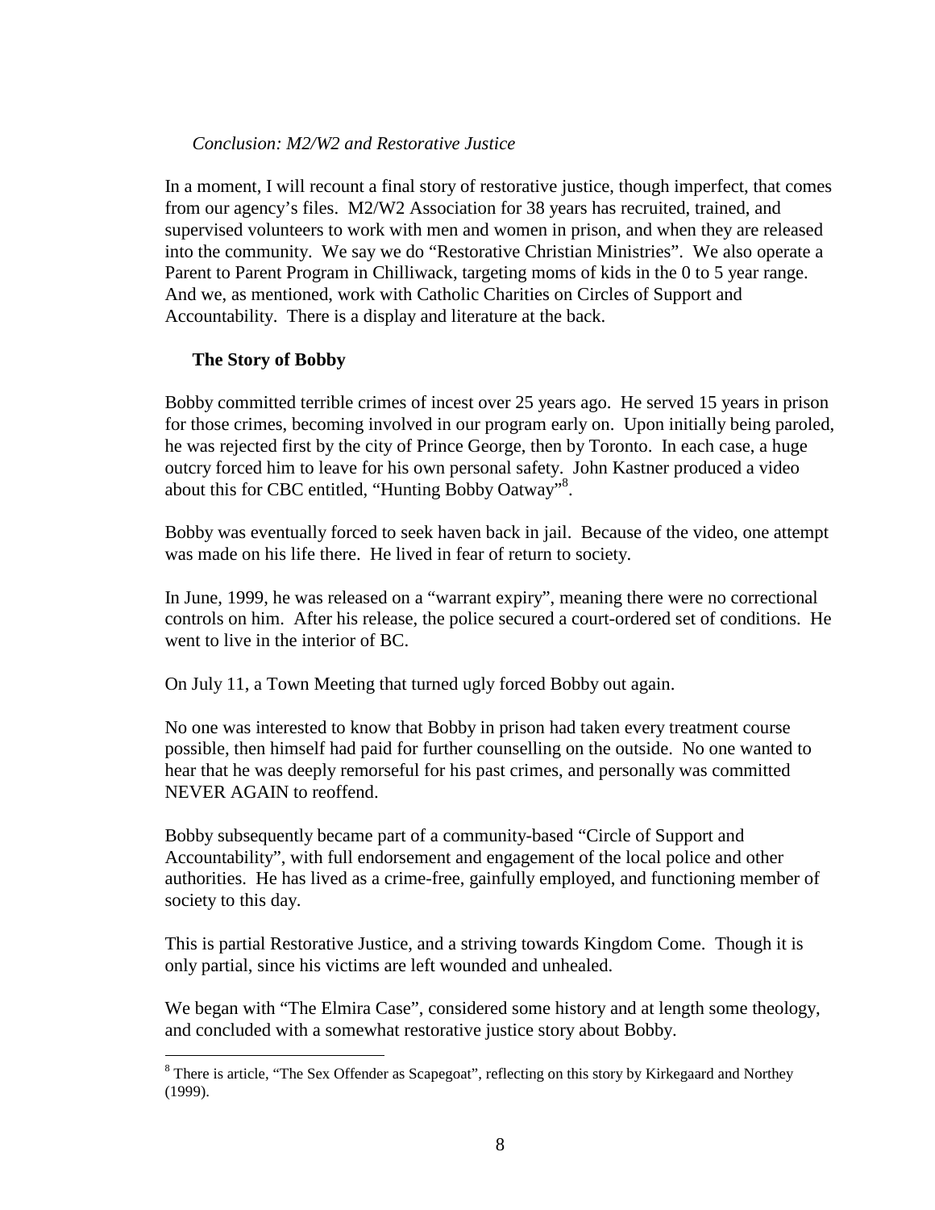*Conclusion: M2/W2 and Restorative Justice*

In a moment, I will recount a final story of restorative justice, though imperfect, that comes from our agency's files. M2/W2 Association for 38 years has recruited, trained, and supervised volunteers to work with men and women in prison, and when they are released into the community. We say we do "Restorative Christian Ministries". We also operate a Parent to Parent Program in Chilliwack, targeting moms of kids in the 0 to 5 year range. And we, as mentioned, work with Catholic Charities on Circles of Support and Accountability. There is a display and literature at the back.

**The Story of Bobby**

Bobby committed terrible crimes of incest over 25 years ago. He served 15 years in prison for those crimes, becoming involved in our program early on. Upon initially being paroled, he was rejected first by the city of Prince George, then by Toronto. In each case, a huge outcry forced him to leave for his own personal safety. John Kastner produced a video about this for CBC entitled, "Hunting Bobby Oatway"[8].

Bobby was eventually forced to seek haven back in jail. Because of the video, one attempt was made on his life there. He lived in fear of return to society.

In June, 1999, he was released on a "warrant expiry", meaning there were no correctional controls on him. After his release, the police secured a court-ordered set of conditions. He went to live in the interior of BC.

On July 11, a Town Meeting that turned ugly forced Bobby out again.

No one was interested to know that Bobby in prison had taken every treatment course possible, then himself had paid for further counselling on the outside. No one wanted to hear that he was deeply remorseful for his past crimes, and personally was committed NEVER AGAIN to reoffend.

Bobby subsequently became part of a community-based "Circle of Support and Accountability", with full endorsement and engagement of the local police and other authorities. He has lived as a crime-free, gainfully employed, and functioning member of society to this day.

This is partial Restorative Justice, and a striving towards Kingdom Come. Though it is only partial, since his victims are left wounded and unhealed.

We began with "The Elmira Case", considered some history and at length some theology, and concluded with a somewhat restorative justice story about Bobby.

[8] There is article, "The Sex Offender as Scapegoat", reflecting on this story by Kirkegaard and Northey (1999).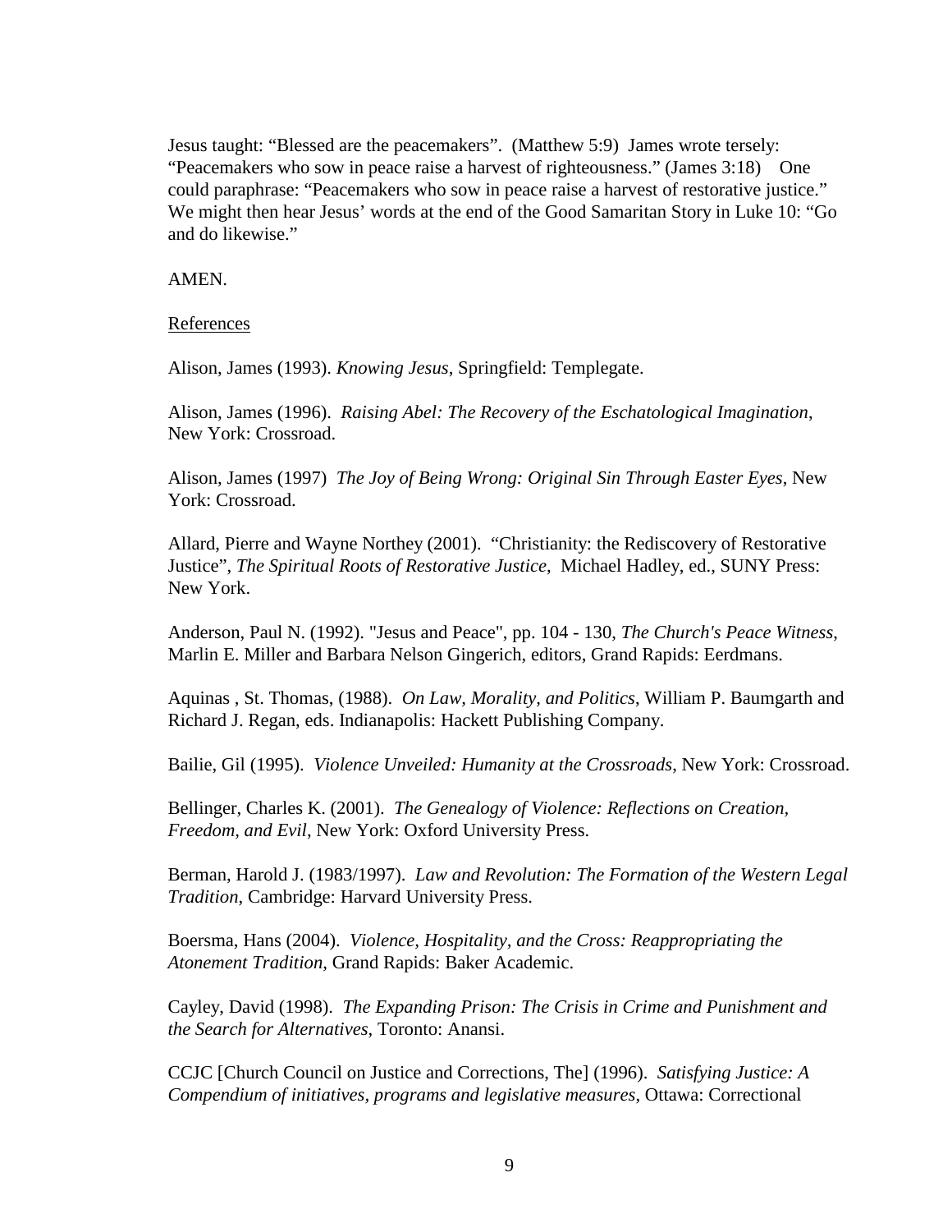Jesus taught: "Blessed are the peacemakers". (Matthew 5:9) James wrote tersely: "Peacemakers who sow in peace raise a harvest of righteousness." (James 3:18) One could paraphrase: "Peacemakers who sow in peace raise a harvest of restorative justice." We might then hear Jesus' words at the end of the Good Samaritan Story in Luke 10: "Go and do likewise."

AMEN.

References

Alison, James (1993). *Knowing Jesus*, Springfield: Templegate.

Alison, James (1996). *Raising Abel: The Recovery of the Eschatological Imagination*, New York: Crossroad.

Alison, James (1997) *The Joy of Being Wrong: Original Sin Through Easter Eyes*, New York: Crossroad.

Allard, Pierre and Wayne Northey (2001). "Christianity: the Rediscovery of Restorative Justice", *The Spiritual Roots of Restorative Justice*, Michael Hadley, ed., SUNY Press: New York.

Anderson, Paul N. (1992). "Jesus and Peace", pp. 104 - 130, *The Church's Peace Witness*, Marlin E. Miller and Barbara Nelson Gingerich, editors, Grand Rapids: Eerdmans.

Aquinas , St. Thomas, (1988). *On Law, Morality, and Politics*, William P. Baumgarth and Richard J. Regan, eds. Indianapolis: Hackett Publishing Company.

Bailie, Gil (1995). *Violence Unveiled: Humanity at the Crossroads*, New York: Crossroad.

Bellinger, Charles K. (2001). *The Genealogy of Violence: Reflections on Creation, Freedom, and Evil*, New York: Oxford University Press.

Berman, Harold J. (1983/1997). *Law and Revolution: The Formation of the Western Legal Tradition*, Cambridge: Harvard University Press.

Boersma, Hans (2004). *Violence, Hospitality, and the Cross: Reappropriating the Atonement Tradition*, Grand Rapids: Baker Academic.

Cayley, David (1998). *The Expanding Prison: The Crisis in Crime and Punishment and the Search for Alternatives*, Toronto: Anansi.

CCJC [Church Council on Justice and Corrections, The] (1996). *Satisfying Justice: A Compendium of initiatives, programs and legislative measures*, Ottawa: Correctional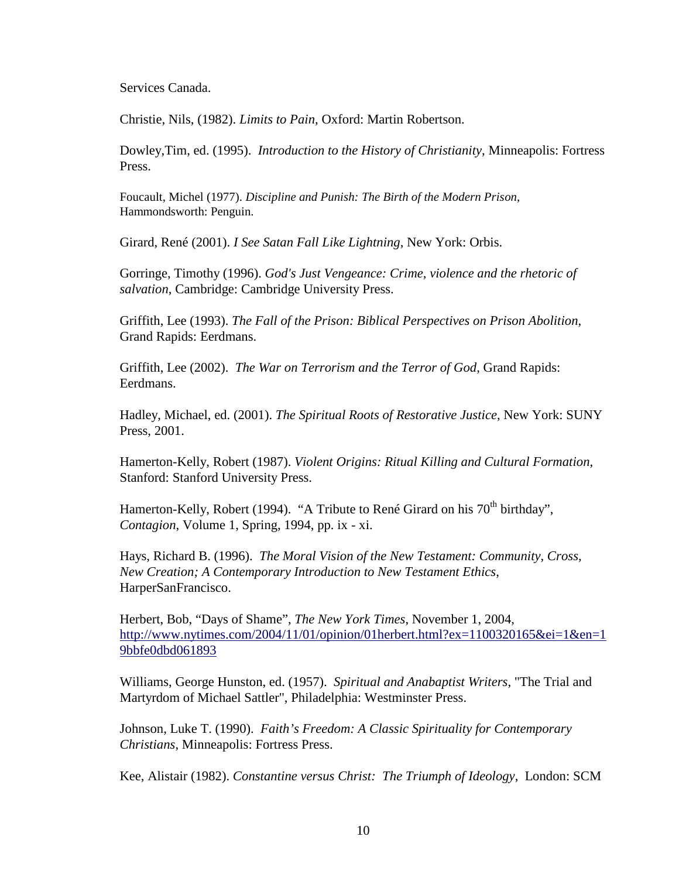Services Canada.

Christie, Nils, (1982). *Limits to Pain*, Oxford: Martin Robertson.

Dowley,Tim, ed. (1995). *Introduction to the History of Christianity*, Minneapolis: Fortress Press.

Foucault, Michel (1977). *Discipline and Punish: The Birth of the Modern Prison*, Hammondsworth: Penguin.

Girard, René (2001). *I See Satan Fall Like Lightning*, New York: Orbis.

Gorringe, Timothy (1996). *God's Just Vengeance: Crime, violence and the rhetoric of salvation*, Cambridge: Cambridge University Press.

Griffith, Lee (1993). *The Fall of the Prison: Biblical Perspectives on Prison Abolition*, Grand Rapids: Eerdmans.

Griffith, Lee (2002). *The War on Terrorism and the Terror of God*, Grand Rapids: Eerdmans.

Hadley, Michael, ed. (2001). *The Spiritual Roots of Restorative Justice*, New York: SUNY Press, 2001.

Hamerton-Kelly, Robert (1987). *Violent Origins: Ritual Killing and Cultural Formation*, Stanford: Stanford University Press.

Hamerton-Kelly, Robert (1994). "A Tribute to René Girard on his 70th birthday", *Contagion*, Volume 1, Spring, 1994, pp. ix - xi.

Hays, Richard B. (1996). *The Moral Vision of the New Testament: Community, Cross, New Creation; A Contemporary Introduction to New Testament Ethics*, HarperSanFrancisco.

Herbert, Bob, "Days of Shame", *The New York Times*, November 1, 2004, http://www.nytimes.com/2004/11/01/opinion/01herbert.html?ex=1100320165&ei=1&en=19bbfe0dbd061893

Williams, George Hunston, ed. (1957). *Spiritual and Anabaptist Writers*, "The Trial and Martyrdom of Michael Sattler", Philadelphia: Westminster Press.

Johnson, Luke T. (1990). *Faith's Freedom: A Classic Spirituality for Contemporary Christians*, Minneapolis: Fortress Press.

Kee, Alistair (1982). *Constantine versus Christ: The Triumph of Ideology*, London: SCM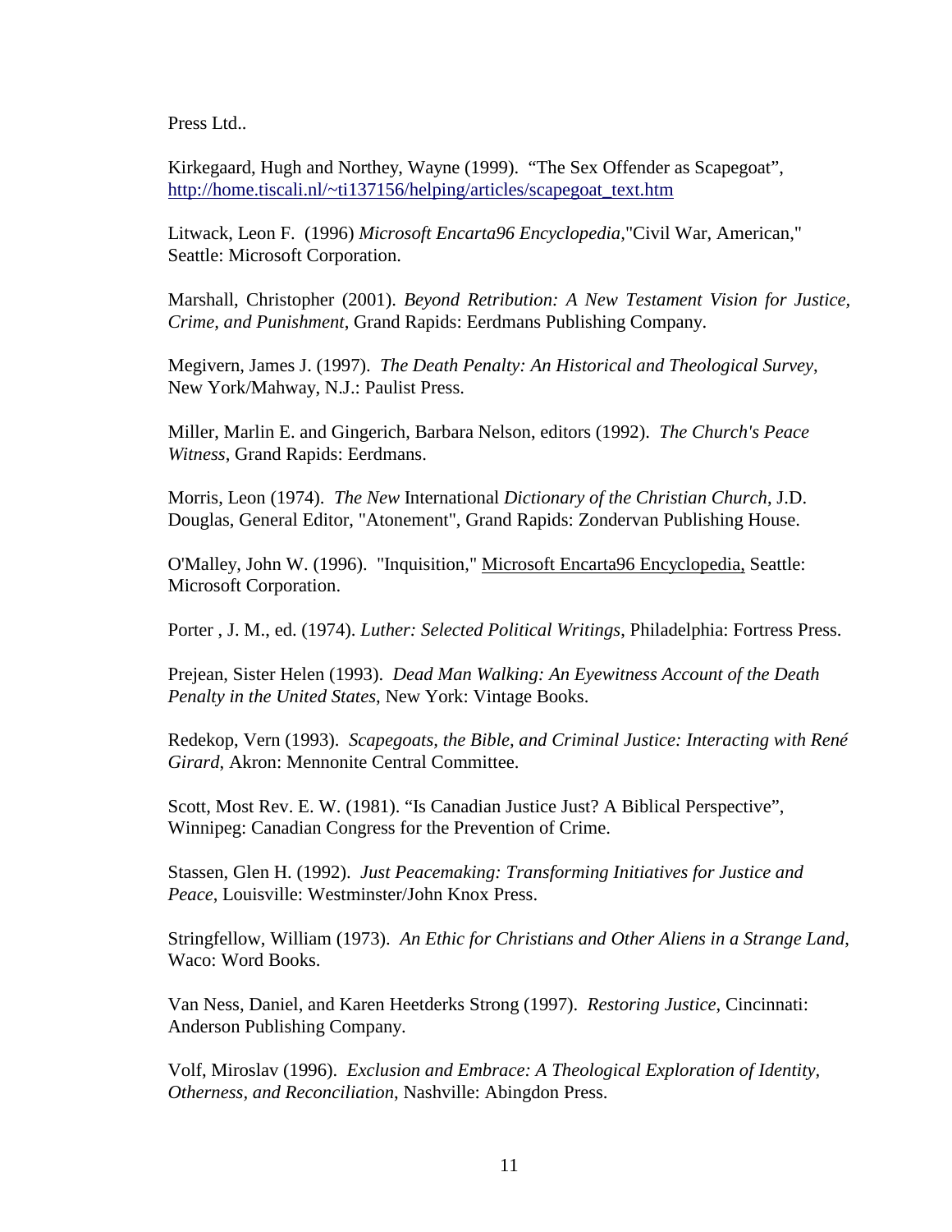Press Ltd..

Kirkegaard, Hugh and Northey, Wayne (1999). "The Sex Offender as Scapegoat", http://home.tiscali.nl/~ti137156/helping/articles/scapegoat_text.htm

Litwack, Leon F. (1996) *Microsoft Encarta96 Encyclopedia*,"Civil War, American," Seattle: Microsoft Corporation.

Marshall, Christopher (2001). *Beyond Retribution: A New Testament Vision for Justice, Crime, and Punishment*, Grand Rapids: Eerdmans Publishing Company.

Megivern, James J. (1997). *The Death Penalty: An Historical and Theological Survey*, New York/Mahway, N.J.: Paulist Press.

Miller, Marlin E. and Gingerich, Barbara Nelson, editors (1992). *The Church's Peace Witness*, Grand Rapids: Eerdmans.

Morris, Leon (1974). *The New* International *Dictionary of the Christian Church*, J.D. Douglas, General Editor, "Atonement", Grand Rapids: Zondervan Publishing House.

O'Malley, John W. (1996). "Inquisition," Microsoft Encarta96 Encyclopedia, Seattle: Microsoft Corporation.

Porter , J. M., ed. (1974). *Luther: Selected Political Writings*, Philadelphia: Fortress Press.

Prejean, Sister Helen (1993). *Dead Man Walking: An Eyewitness Account of the Death Penalty in the United States*, New York: Vintage Books.

Redekop, Vern (1993). *Scapegoats, the Bible, and Criminal Justice: Interacting with René Girard*, Akron: Mennonite Central Committee.

Scott, Most Rev. E. W. (1981). "Is Canadian Justice Just? A Biblical Perspective", Winnipeg: Canadian Congress for the Prevention of Crime.

Stassen, Glen H. (1992). *Just Peacemaking: Transforming Initiatives for Justice and Peace*, Louisville: Westminster/John Knox Press.

Stringfellow, William (1973). *An Ethic for Christians and Other Aliens in a Strange Land*, Waco: Word Books.

Van Ness, Daniel, and Karen Heetderks Strong (1997). *Restoring Justice*, Cincinnati: Anderson Publishing Company.

Volf, Miroslav (1996). *Exclusion and Embrace: A Theological Exploration of Identity, Otherness, and Reconciliation*, Nashville: Abingdon Press.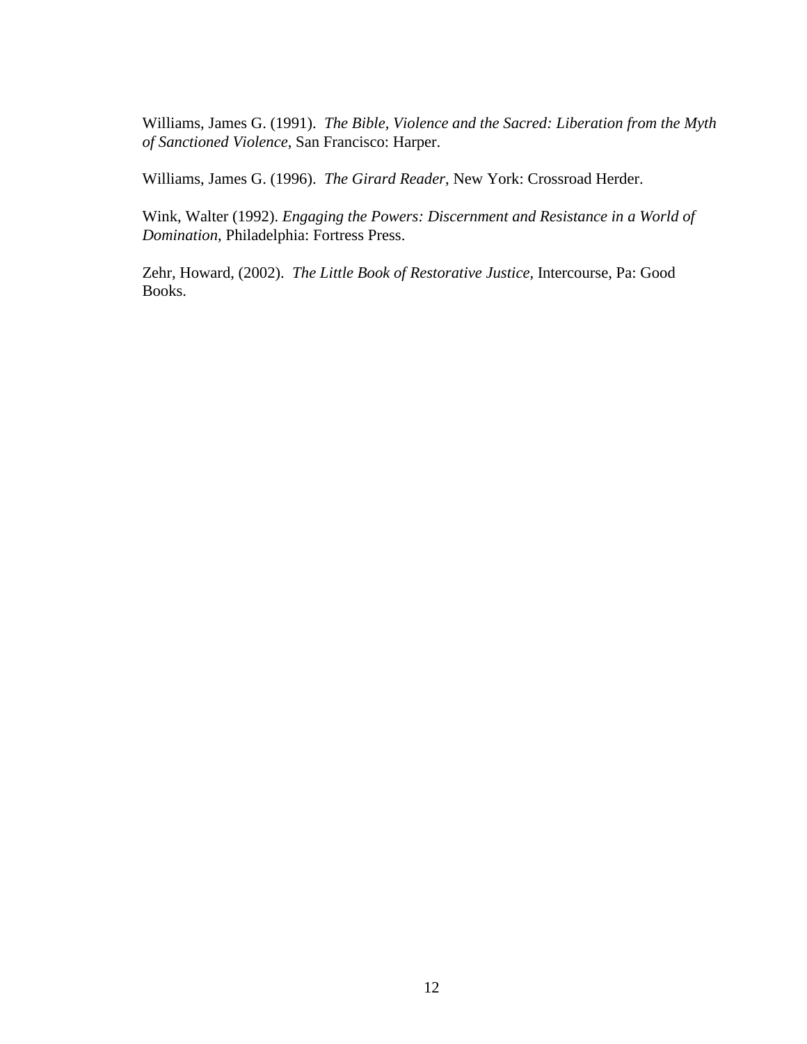Williams, James G. (1991). *The Bible, Violence and the Sacred: Liberation from the Myth of Sanctioned Violence*, San Francisco: Harper.

Williams, James G. (1996). *The Girard Reader*, New York: Crossroad Herder.

Wink, Walter (1992). *Engaging the Powers: Discernment and Resistance in a World of Domination*, Philadelphia: Fortress Press.

Zehr, Howard, (2002). *The Little Book of Restorative Justice,* Intercourse, Pa: Good Books.